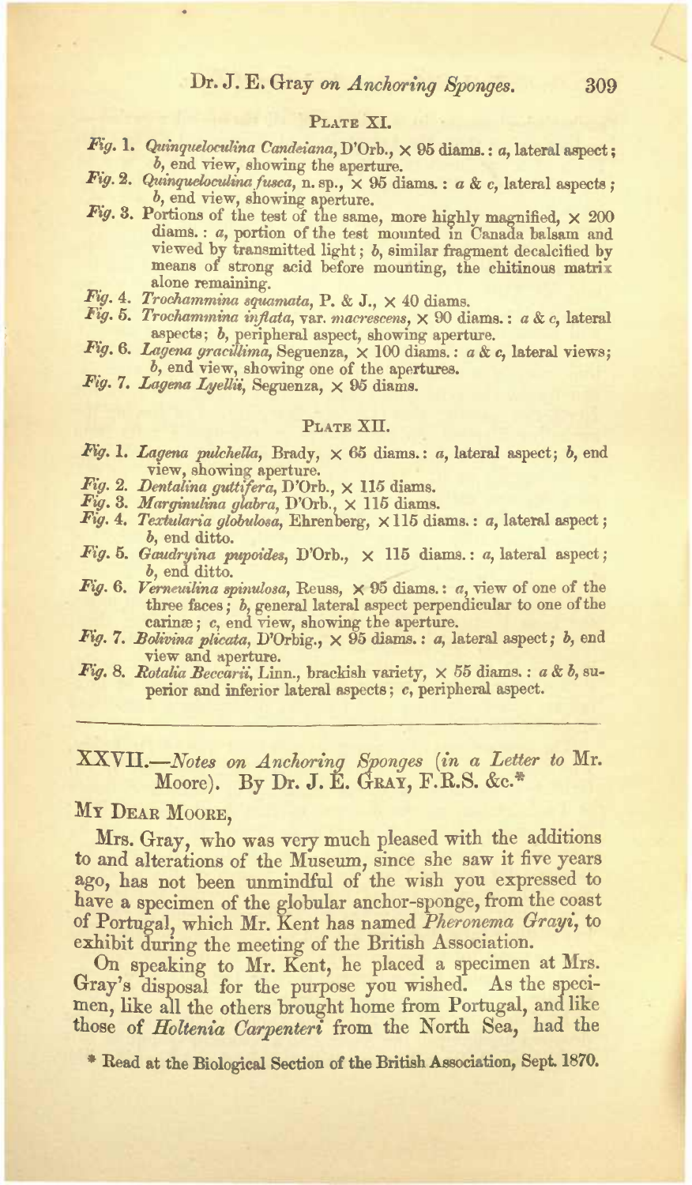### Plate XI.

*Fig.* 1. *Quinqueloculina Candeiana*, D'Orb., × 95 diams.: *a*, lateral aspect; *b*, end view, showing the aperture.

*Fig.* 2. *Quinqueloculina fusca*, n. sp., × 95 diams.: *a* & *c*, lateral aspects; *b*, end view, showing aperture.

*Fig.* 3. Portions of the test of the same, more highly magnified, × 200 diams.: *a*, portion of the test mounted in Canada balsam and viewed by transmitted light; *b*, similar fragment decalcified by means of strong acid before mounting, the chitinous matrix alone remaining.

*Fig.* 4. *Trochammina squamata*, P. & J., × 40 diams.

*Fig.* 5. *Trochammina inflata*, var. *macrescens*, × 90 diams.: *a* & *c*, lateral aspects; *b*, peripheral aspect, showing aperture.

*Fig.* 6. *Lagena gracillima*, Seguenza, × 100 diams.: *a* & *c*, lateral views; *b*, end view, showing one of the apertures.

*Fig.* 7. *Lagena Lyellii*, Seguenza, × 95 diams.

### Plate XII.

*Fig.* 1. *Lagena pulchella*, Brady, × 65 diams.: *a*, lateral aspect; *b*, end view, showing aperture.

*Fig.* 2. *Dentalina guttifera*, D'Orb., × 115 diams.

*Fig.* 3. *Marginulina glabra*, D'Orb., × 115 diams.

*Fig.* 4. *Textularia globulosa*, Ehrenberg, × 115 diams.: *a*, lateral aspect; *b*, end ditto.

*Fig.* 5. *Gaudryina pupoides*, D'Orb., × 115 diams.: *a*, lateral aspect; *b*, end ditto.

*Fig.* 6. *Verneuilina spinulosa*, Reuss, × 95 diams.: *a*, view of one of the three faces; *b*, general lateral aspect perpendicular to one of the carinæ; *c*, end view, showing the aperture.

*Fig.* 7. *Bolivina plicata*, D'Orbig., × 95 diams.: *a*, lateral aspect; *b*, end view and aperture.

*Fig.* 8. *Rotalia Beccarii*, Linn., brackish variety, × 55 diams.: *a* & *b*, superior and inferior lateral aspects; *c*, peripheral aspect.

---

## XXVII.—*Notes on Anchoring Sponges* (*in a Letter to* Mr. Moore). By Dr. J. E. Gray, F.R.S. &c.*

My Dear Moore,

Mrs. Gray, who was very much pleased with the additions to and alterations of the Museum, since she saw it five years ago, has not been unmindful of the wish you expressed to have a specimen of the globular anchor-sponge, from the coast of Portugal, which Mr. Kent has named *Pheronema Grayi*, to exhibit during the meeting of the British Association.

On speaking to Mr. Kent, he placed a specimen at Mrs. Gray's disposal for the purpose you wished. As the specimen, like all the others brought home from Portugal, and like those of *Holtenia Carpenteri* from the North Sea, had the

\* Read at the Biological Section of the British Association, Sept. 1870.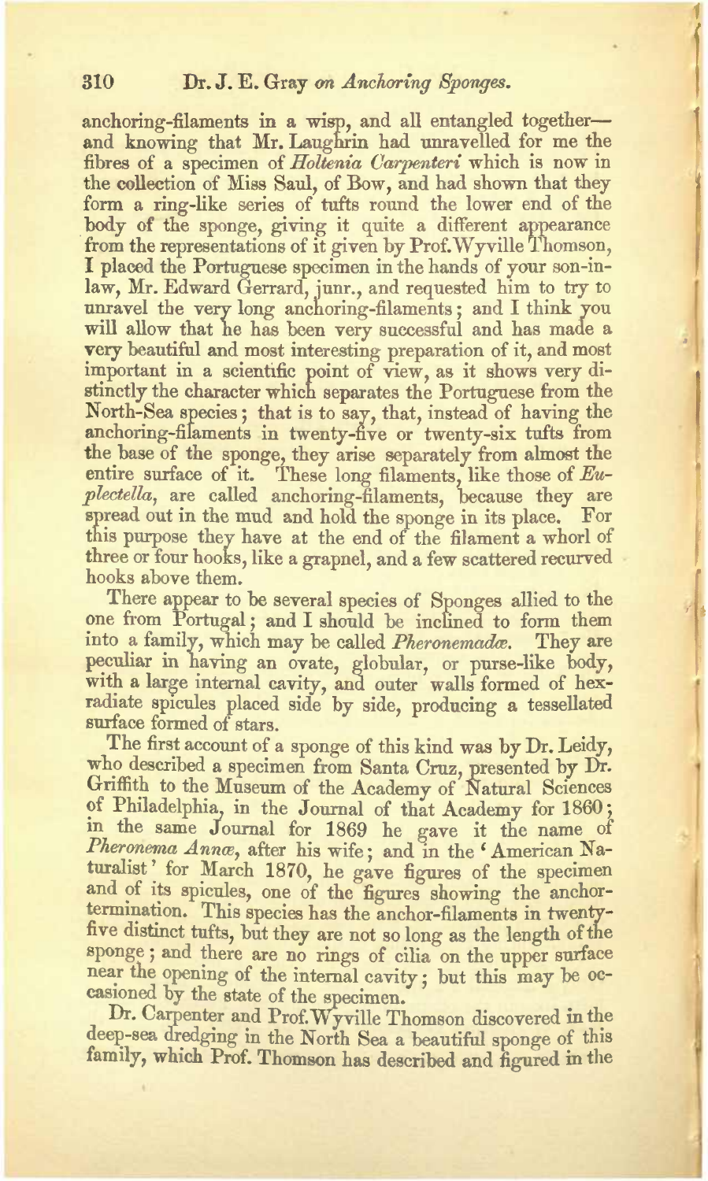anchoring-filaments in a wisp, and all entangled together—and knowing that Mr. Laughrin had unravelled for me the fibres of a specimen of *Holtenia Carpenteri* which is now in the collection of Miss Saul, of Bow, and had shown that they form a ring-like series of tufts round the lower end of the body of the sponge, giving it quite a different appearance from the representations of it given by Prof. Wyville Thomson, I placed the Portuguese specimen in the hands of your son-in-law, Mr. Edward Gerrard, junr., and requested him to try to unravel the very long anchoring-filaments; and I think you will allow that he has been very successful and has made a very beautiful and most interesting preparation of it, and most important in a scientific point of view, as it shows very distinctly the character which separates the Portuguese from the North-Sea species; that is to say, that, instead of having the anchoring-filaments in twenty-five or twenty-six tufts from the base of the sponge, they arise separately from almost the entire surface of it. These long filaments, like those of *Euplectella*, are called anchoring-filaments, because they are spread out in the mud and hold the sponge in its place. For this purpose they have at the end of the filament a whorl of three or four hooks, like a grapnel, and a few scattered recurved hooks above them.

There appear to be several species of Sponges allied to the one from Portugal; and I should be inclined to form them into a family, which may be called *Pheronemadæ*. They are peculiar in having an ovate, globular, or purse-like body, with a large internal cavity, and outer walls formed of hexradiate spicules placed side by side, producing a tessellated surface formed of stars.

The first account of a sponge of this kind was by Dr. Leidy, who described a specimen from Santa Cruz, presented by Dr. Griffith to the Museum of the Academy of Natural Sciences of Philadelphia, in the Journal of that Academy for 1860; in the same Journal for 1869 he gave it the name of *Pheronema Annæ*, after his wife; and in the 'American Naturalist' for March 1870, he gave figures of the specimen and of its spicules, one of the figures showing the anchor-termination. This species has the anchor-filaments in twenty-five distinct tufts, but they are not so long as the length of the sponge; and there are no rings of cilia on the upper surface near the opening of the internal cavity; but this may be occasioned by the state of the specimen.

Dr. Carpenter and Prof. Wyville Thomson discovered in the deep-sea dredging in the North Sea a beautiful sponge of this family, which Prof. Thomson has described and figured in the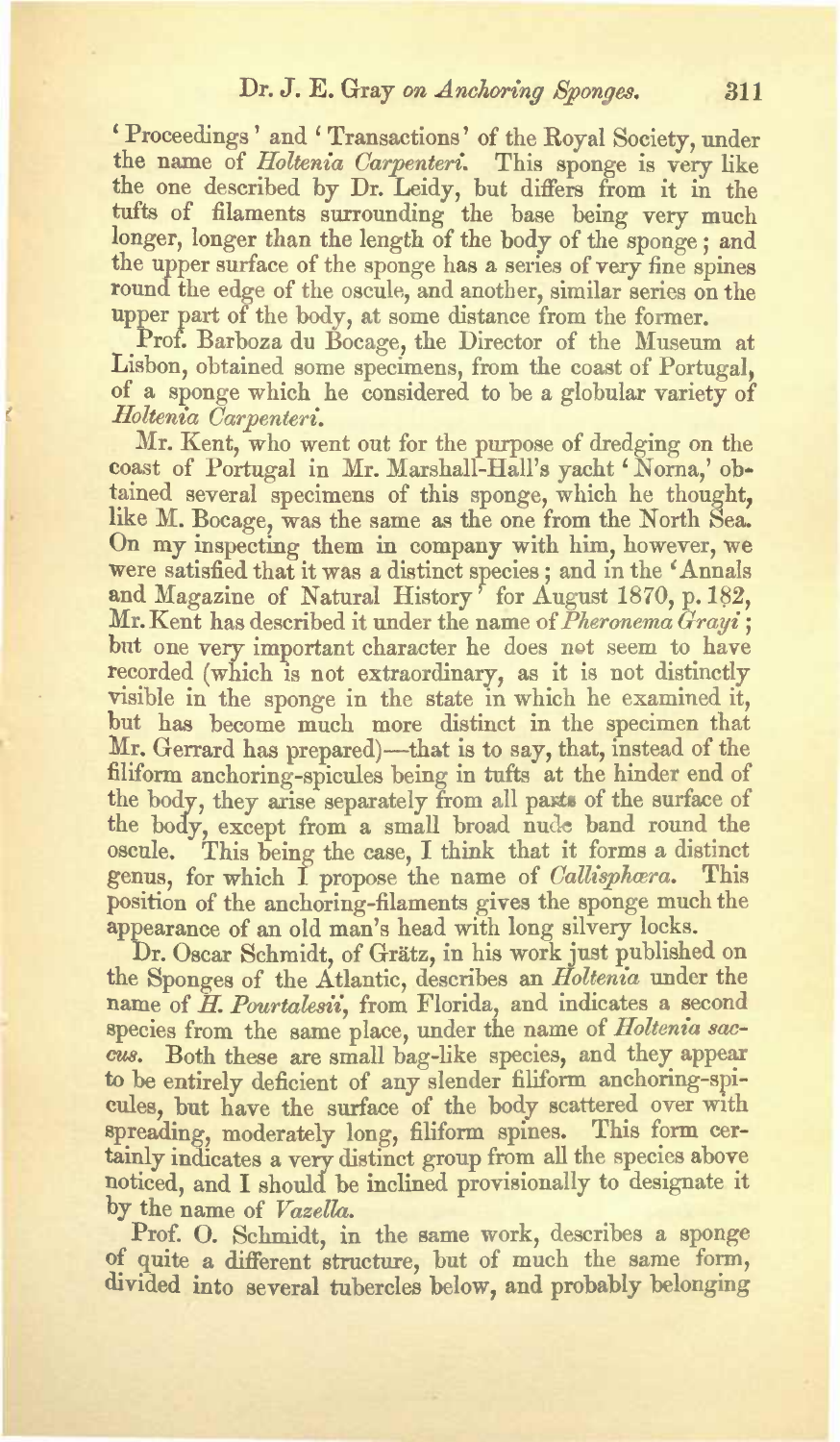'Proceedings' and 'Transactions' of the Royal Society, under the name of *Holtenia Carpenteri*. This sponge is very like the one described by Dr. Leidy, but differs from it in the tufts of filaments surrounding the base being very much longer, longer than the length of the body of the sponge; and the upper surface of the sponge has a series of very fine spines round the edge of the oscule, and another, similar series on the upper part of the body, at some distance from the former.

Prof. Barboza du Bocage, the Director of the Museum at Lisbon, obtained some specimens, from the coast of Portugal, of a sponge which he considered to be a globular variety of *Holtenia Carpenteri*.

Mr. Kent, who went out for the purpose of dredging on the coast of Portugal in Mr. Marshall-Hall's yacht 'Norna,' obtained several specimens of this sponge, which he thought, like M. Bocage, was the same as the one from the North Sea. On my inspecting them in company with him, however, we were satisfied that it was a distinct species; and in the 'Annals and Magazine of Natural History' for August 1870, p. 182, Mr. Kent has described it under the name of *Pheronema Grayi*; but one very important character he does not seem to have recorded (which is not extraordinary, as it is not distinctly visible in the sponge in the state in which he examined it, but has become much more distinct in the specimen that Mr. Gerrard has prepared)—that is to say, that, instead of the filiform anchoring-spicules being in tufts at the hinder end of the body, they arise separately from all parts of the surface of the body, except from a small broad nude band round the oscule. This being the case, I think that it forms a distinct genus, for which I propose the name of *Callisphæra*. This position of the anchoring-filaments gives the sponge much the appearance of an old man's head with long silvery locks.

Dr. Oscar Schmidt, of Grätz, in his work just published on the Sponges of the Atlantic, describes an *Holtenia* under the name of *H. Pourtalesii*, from Florida, and indicates a second species from the same place, under the name of *Holtenia saccus*. Both these are small bag-like species, and they appear to be entirely deficient of any slender filiform anchoring-spicules, but have the surface of the body scattered over with spreading, moderately long, filiform spines. This form certainly indicates a very distinct group from all the species above noticed, and I should be inclined provisionally to designate it by the name of *Vazella*.

Prof. O. Schmidt, in the same work, describes a sponge of quite a different structure, but of much the same form, divided into several tubercles below, and probably belonging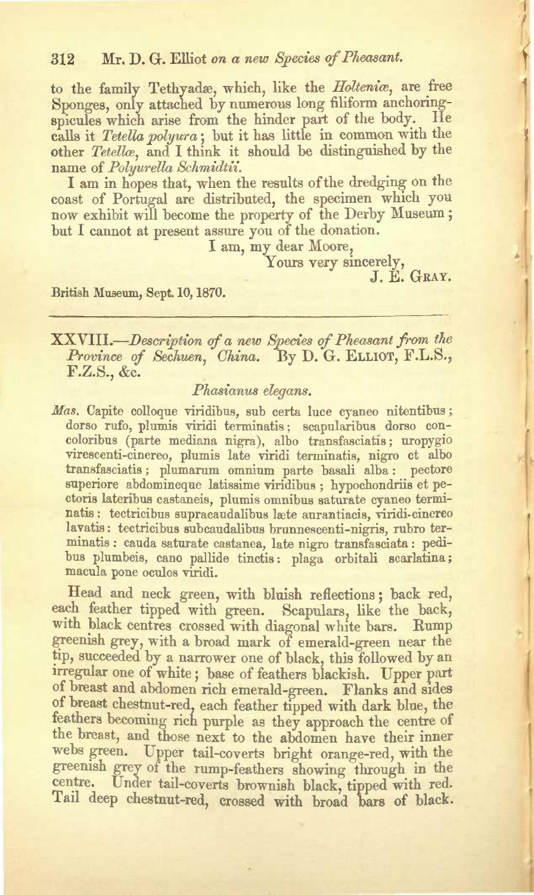to the family Tethyadæ, which, like the *Holteniæ*, are free Sponges, only attached by numerous long filiform anchoring-spicules which arise from the hinder part of the body. He calls it *Tetella polyura*; but it has little in common with the other *Tetellæ*, and I think it should be distinguished by the name of *Polyurella Schmidtii*.

I am in hopes that, when the results of the dredging on the coast of Portugal are distributed, the specimen which you now exhibit will become the property of the Derby Museum; but I cannot at present assure you of the donation.

I am, my dear Moore,
Yours very sincerely,
J. E. Gray.

British Museum, Sept. 10, 1870.

---

## XXVIII.—*Description of a new Species of Pheasant from the Province of Sechuen, China.* By D. G. Elliot, F.L.S., F.Z.S., &c.

### *Phasianus elegans.*

*Mas.* Capite colloque viridibus, sub certa luce cyaneo nitentibus; dorso rufo, plumis viridi terminatis; scapularibus dorso concoloribus (parte mediana nigra), albo transfasciatis; uropygio virescenti-cinereo, plumis late viridi terminatis, nigro et albo transfasciatis; plumarum omnium parte basali alba: pectore superiore abdomineque latissime viridibus; hypochondriis et pectoris lateribus castaneis, plumis omnibus saturate cyaneo terminatis: tectricibus supracaudalibus læte aurantiacis, viridi-cinereo lavatis: tectricibus subcaudalibus brunnescenti-nigris, rubro terminatis: cauda saturate castanea, late nigro transfasciata: pedibus plumbeis, cano pallide tinctis: plaga orbitali scarlatina; macula pone oculos viridi.

Head and neck green, with bluish reflections; back red, each feather tipped with green. Scapulars, like the back, with black centres crossed with diagonal white bars. Rump greenish grey, with a broad mark of emerald-green near the tip, succeeded by a narrower one of black, this followed by an irregular one of white; base of feathers blackish. Upper part of breast and abdomen rich emerald-green. Flanks and sides of breast chestnut-red, each feather tipped with dark blue, the feathers becoming rich purple as they approach the centre of the breast, and those next to the abdomen have their inner webs green. Upper tail-coverts bright orange-red, with the greenish grey of the rump-feathers showing through in the centre. Under tail-coverts brownish black, tipped with red. Tail deep chestnut-red, crossed with broad bars of black.